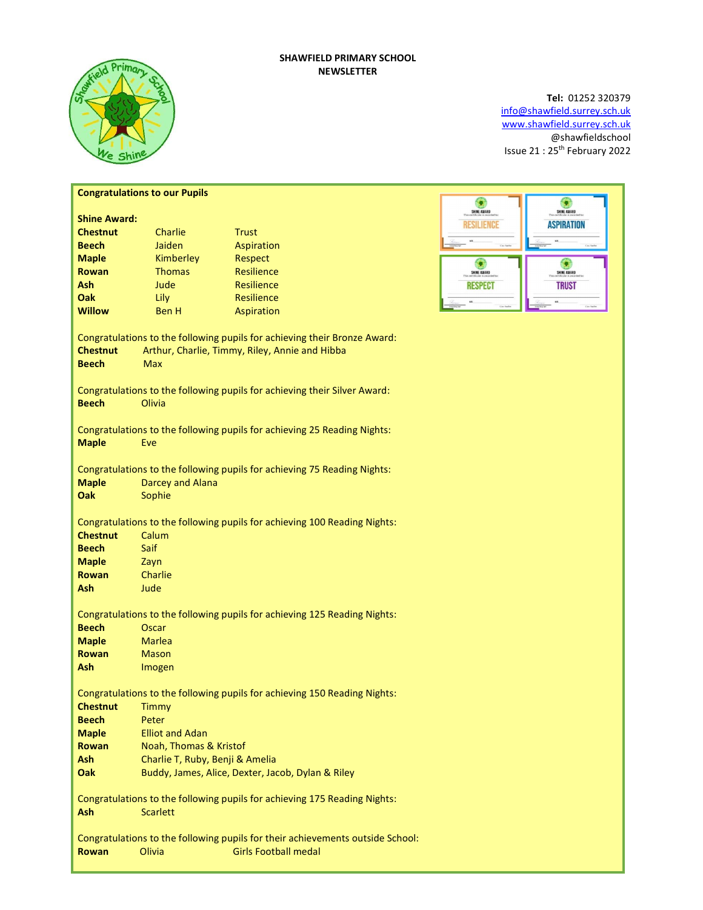**SHAWFIELD PRIMARY SCHOOL**
**NEWSLETTER**

**Tel:** 01252 320379
info@shawfield.surrey.sch.uk
www.shawfield.surrey.sch.uk
@shawfieldschool
Issue 21 : 25th February 2022

**Congratulations to our Pupils**

**Shine Award:**

| | | |
|---|---|---|
| **Chestnut** | Charlie | Trust |
| **Beech** | Jaiden | Aspiration |
| **Maple** | Kimberley | Respect |
| **Rowan** | Thomas | Resilience |
| **Ash** | Jude | Resilience |
| **Oak** | Lily | Resilience |
| **Willow** | Ben H | Aspiration |

Congratulations to the following pupils for achieving their Bronze Award:
**Chestnut** Arthur, Charlie, Timmy, Riley, Annie and Hibba
**Beech** Max

Congratulations to the following pupils for achieving their Silver Award:
**Beech** Olivia

Congratulations to the following pupils for achieving 25 Reading Nights:
**Maple** Eve

Congratulations to the following pupils for achieving 75 Reading Nights:
**Maple** Darcey and Alana
**Oak** Sophie

Congratulations to the following pupils for achieving 100 Reading Nights:
**Chestnut** Calum
**Beech** Saif
**Maple** Zayn
**Rowan** Charlie
**Ash** Jude

Congratulations to the following pupils for achieving 125 Reading Nights:
**Beech** Oscar
**Maple** Marlea
**Rowan** Mason
**Ash** Imogen

Congratulations to the following pupils for achieving 150 Reading Nights:
**Chestnut** Timmy
**Beech** Peter
**Maple** Elliot and Adan
**Rowan** Noah, Thomas & Kristof
**Ash** Charlie T, Ruby, Benji & Amelia
**Oak** Buddy, James, Alice, Dexter, Jacob, Dylan & Riley

Congratulations to the following pupils for achieving 175 Reading Nights:
**Ash** Scarlett

Congratulations to the following pupils for their achievements outside School:
**Rowan** Olivia Girls Football medal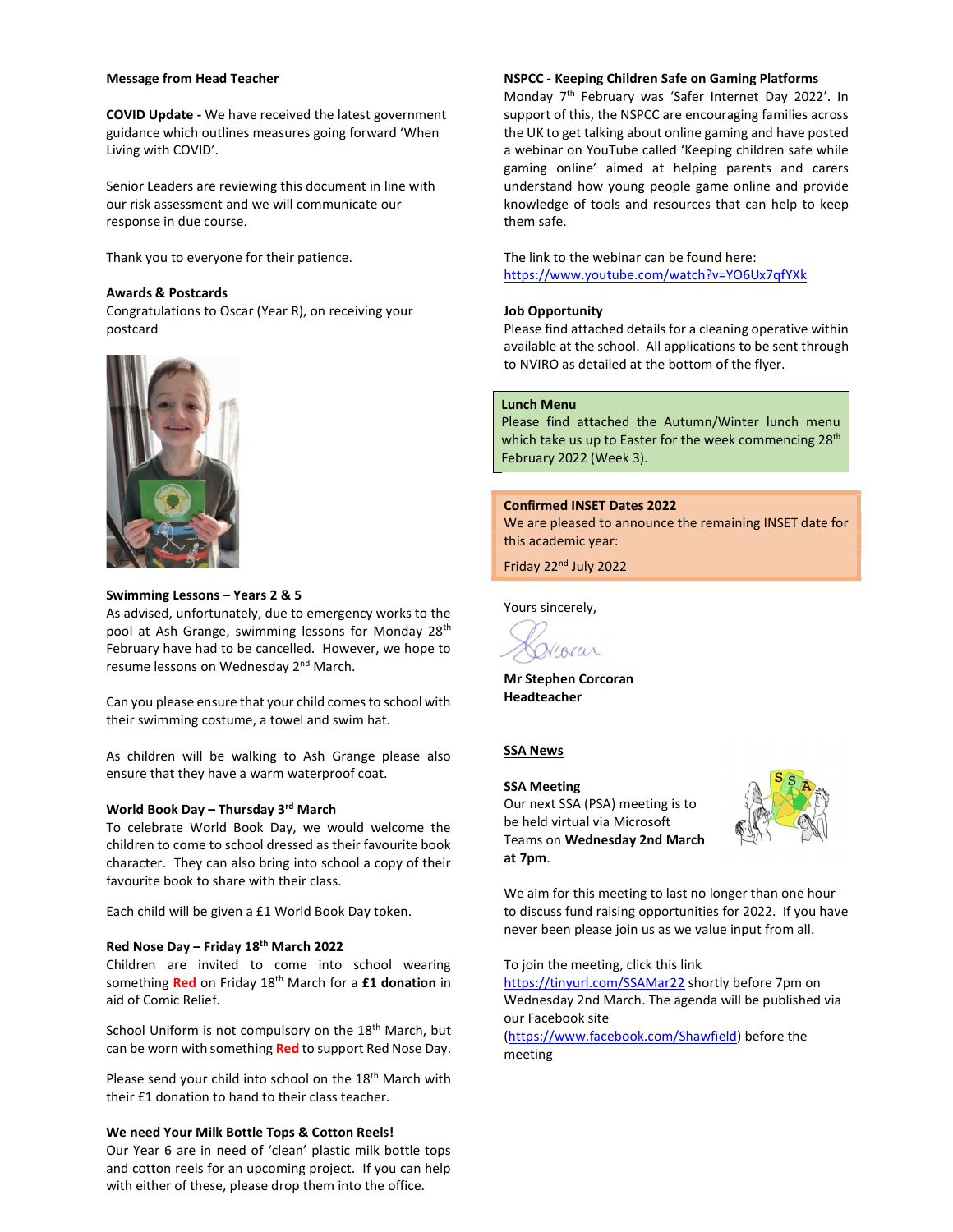**Message from Head Teacher**

**COVID Update -** We have received the latest government guidance which outlines measures going forward 'When Living with COVID'.

Senior Leaders are reviewing this document in line with our risk assessment and we will communicate our response in due course.

Thank you to everyone for their patience.

**Awards & Postcards**

Congratulations to Oscar (Year R), on receiving your postcard

**Swimming Lessons – Years 2 & 5**

As advised, unfortunately, due to emergency works to the pool at Ash Grange, swimming lessons for Monday 28th February have had to be cancelled. However, we hope to resume lessons on Wednesday 2nd March.

Can you please ensure that your child comes to school with their swimming costume, a towel and swim hat.

As children will be walking to Ash Grange please also ensure that they have a warm waterproof coat.

**World Book Day – Thursday 3rd March**

To celebrate World Book Day, we would welcome the children to come to school dressed as their favourite book character. They can also bring into school a copy of their favourite book to share with their class.

Each child will be given a £1 World Book Day token.

**Red Nose Day – Friday 18th March 2022**

Children are invited to come into school wearing something **Red** on Friday 18th March for a **£1 donation** in aid of Comic Relief.

School Uniform is not compulsory on the 18th March, but can be worn with something **Red** to support Red Nose Day.

Please send your child into school on the 18th March with their £1 donation to hand to their class teacher.

**We need Your Milk Bottle Tops & Cotton Reels!**

Our Year 6 are in need of 'clean' plastic milk bottle tops and cotton reels for an upcoming project. If you can help with either of these, please drop them into the office.

**NSPCC - Keeping Children Safe on Gaming Platforms**

Monday 7th February was 'Safer Internet Day 2022'. In support of this, the NSPCC are encouraging families across the UK to get talking about online gaming and have posted a webinar on YouTube called 'Keeping children safe while gaming online' aimed at helping parents and carers understand how young people game online and provide knowledge of tools and resources that can help to keep them safe.

The link to the webinar can be found here:
https://www.youtube.com/watch?v=YO6Ux7qfYXk

**Job Opportunity**

Please find attached details for a cleaning operative within available at the school. All applications to be sent through to NVIRO as detailed at the bottom of the flyer.

**Lunch Menu**

Please find attached the Autumn/Winter lunch menu which take us up to Easter for the week commencing 28th February 2022 (Week 3).

**Confirmed INSET Dates 2022**

We are pleased to announce the remaining INSET date for this academic year:

Friday 22nd July 2022

Yours sincerely,

**Mr Stephen Corcoran**
**Headteacher**

**SSA News**

**SSA Meeting**

Our next SSA (PSA) meeting is to be held virtual via Microsoft Teams on **Wednesday 2nd March at 7pm**.

We aim for this meeting to last no longer than one hour to discuss fund raising opportunities for 2022. If you have never been please join us as we value input from all.

To join the meeting, click this link https://tinyurl.com/SSAMar22 shortly before 7pm on Wednesday 2nd March. The agenda will be published via our Facebook site (https://www.facebook.com/Shawfield) before the meeting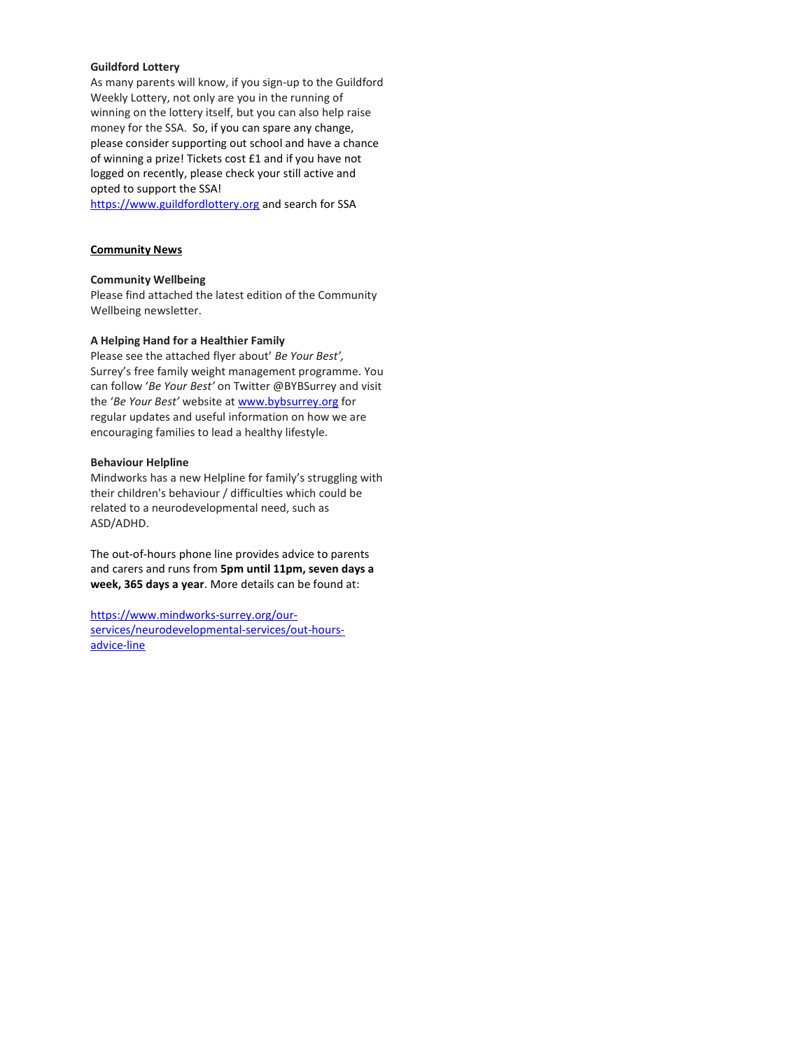**Guildford Lottery**

As many parents will know, if you sign-up to the Guildford Weekly Lottery, not only are you in the running of winning on the lottery itself, but you can also help raise money for the SSA. So, if you can spare any change, please consider supporting out school and have a chance of winning a prize! Tickets cost £1 and if you have not logged on recently, please check your still active and opted to support the SSA!

https://www.guildfordlottery.org and search for SSA

## Community News

**Community Wellbeing**

Please find attached the latest edition of the Community Wellbeing newsletter.

**A Helping Hand for a Healthier Family**

Please see the attached flyer about' *Be Your Best',* Surrey's free family weight management programme. You can follow '*Be Your Best'* on Twitter @BYBSurrey and visit the '*Be Your Best'* website at www.bybsurrey.org for regular updates and useful information on how we are encouraging families to lead a healthy lifestyle.

**Behaviour Helpline**

Mindworks has a new Helpline for family's struggling with their children's behaviour / difficulties which could be related to a neurodevelopmental need, such as ASD/ADHD.

The out-of-hours phone line provides advice to parents and carers and runs from **5pm until 11pm, seven days a week, 365 days a year**. More details can be found at:

https://www.mindworks-surrey.org/our-services/neurodevelopmental-services/out-hours-advice-line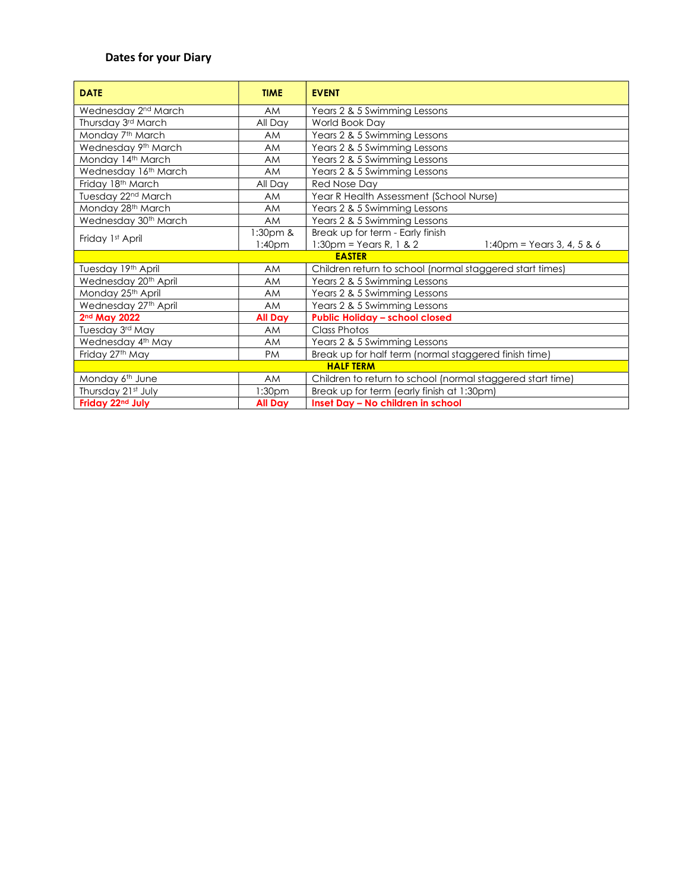### Dates for your Diary

| DATE | TIME | EVENT |
| --- | --- | --- |
| Wednesday 2nd March | AM | Years 2 & 5 Swimming Lessons |
| Thursday 3rd March | All Day | World Book Day |
| Monday 7th March | AM | Years 2 & 5 Swimming Lessons |
| Wednesday 9th March | AM | Years 2 & 5 Swimming Lessons |
| Monday 14th March | AM | Years 2 & 5 Swimming Lessons |
| Wednesday 16th March | AM | Years 2 & 5 Swimming Lessons |
| Friday 18th March | All Day | Red Nose Day |
| Tuesday 22nd March | AM | Year R Health Assessment (School Nurse) |
| Monday 28th March | AM | Years 2 & 5 Swimming Lessons |
| Wednesday 30th March | AM | Years 2 & 5 Swimming Lessons |
| Friday 1st April | 1:30pm & 1:40pm | Break up for term - Early finish 1:30pm = Years R, 1 & 2 1:40pm = Years 3, 4, 5 & 6 |
| **EASTER** | | |
| Tuesday 19th April | AM | Children return to school (normal staggered start times) |
| Wednesday 20th April | AM | Years 2 & 5 Swimming Lessons |
| Monday 25th April | AM | Years 2 & 5 Swimming Lessons |
| Wednesday 27th April | AM | Years 2 & 5 Swimming Lessons |
| **2nd May 2022** | **All Day** | **Public Holiday – school closed** |
| Tuesday 3rd May | AM | Class Photos |
| Wednesday 4th May | AM | Years 2 & 5 Swimming Lessons |
| Friday 27th May | PM | Break up for half term (normal staggered finish time) |
| **HALF TERM** | | |
| Monday 6th June | AM | Children to return to school (normal staggered start time) |
| Thursday 21st July | 1:30pm | Break up for term (early finish at 1:30pm) |
| **Friday 22nd July** | **All Day** | **Inset Day – No children in school** |